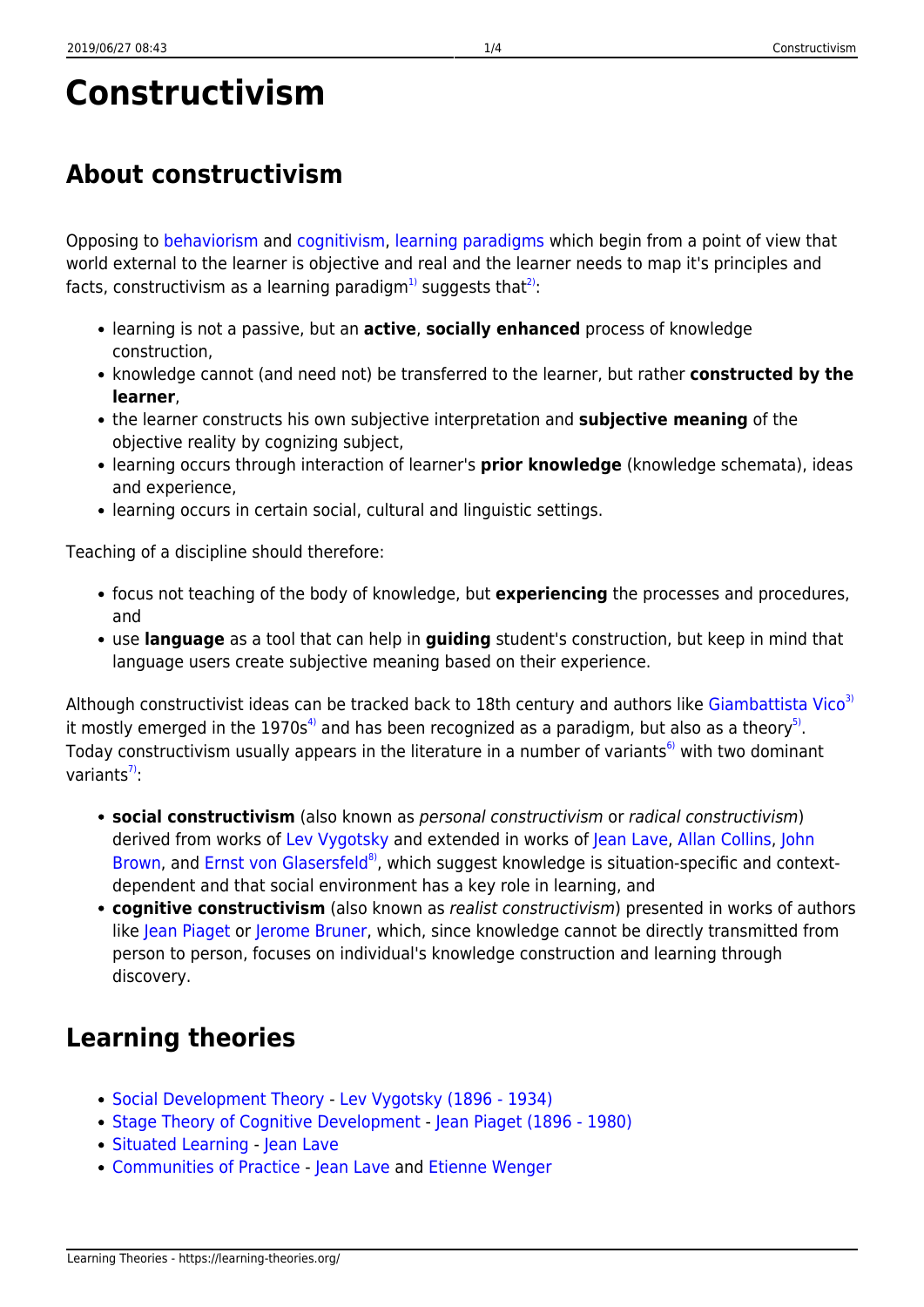# Constructivism

## About constructivism

Opposing to behaviorism and cognitivism, learning paradigms which begin from a point of view that world external to the learner is objective and real and the learner needs to map it's principles and facts, constructivism as a learning paradigm[1] suggests that[2]:

- learning is not a passive, but an **active**, **socially enhanced** process of knowledge construction,
- knowledge cannot (and need not) be transferred to the learner, but rather **constructed by the learner**,
- the learner constructs his own subjective interpretation and **subjective meaning** of the objective reality by cognizing subject,
- learning occurs through interaction of learner's **prior knowledge** (knowledge schemata), ideas and experience,
- learning occurs in certain social, cultural and linguistic settings.

Teaching of a discipline should therefore:

- focus not teaching of the body of knowledge, but **experiencing** the processes and procedures, and
- use **language** as a tool that can help in **guiding** student's construction, but keep in mind that language users create subjective meaning based on their experience.

Although constructivist ideas can be tracked back to 18th century and authors like Giambattista Vico[3] it mostly emerged in the 1970s[4] and has been recognized as a paradigm, but also as a theory[5]. Today constructivism usually appears in the literature in a number of variants[6] with two dominant variants[7]:

- **social constructivism** (also known as *personal constructivism* or *radical constructivism*) derived from works of Lev Vygotsky and extended in works of Jean Lave, Allan Collins, John Brown, and Ernst von Glasersfeld[8], which suggest knowledge is situation-specific and context-dependent and that social environment has a key role in learning, and
- **cognitive constructivism** (also known as *realist constructivism*) presented in works of authors like Jean Piaget or Jerome Bruner, which, since knowledge cannot be directly transmitted from person to person, focuses on individual's knowledge construction and learning through discovery.

## Learning theories

- Social Development Theory - Lev Vygotsky (1896 - 1934)
- Stage Theory of Cognitive Development - Jean Piaget (1896 - 1980)
- Situated Learning - Jean Lave
- Communities of Practice - Jean Lave and Etienne Wenger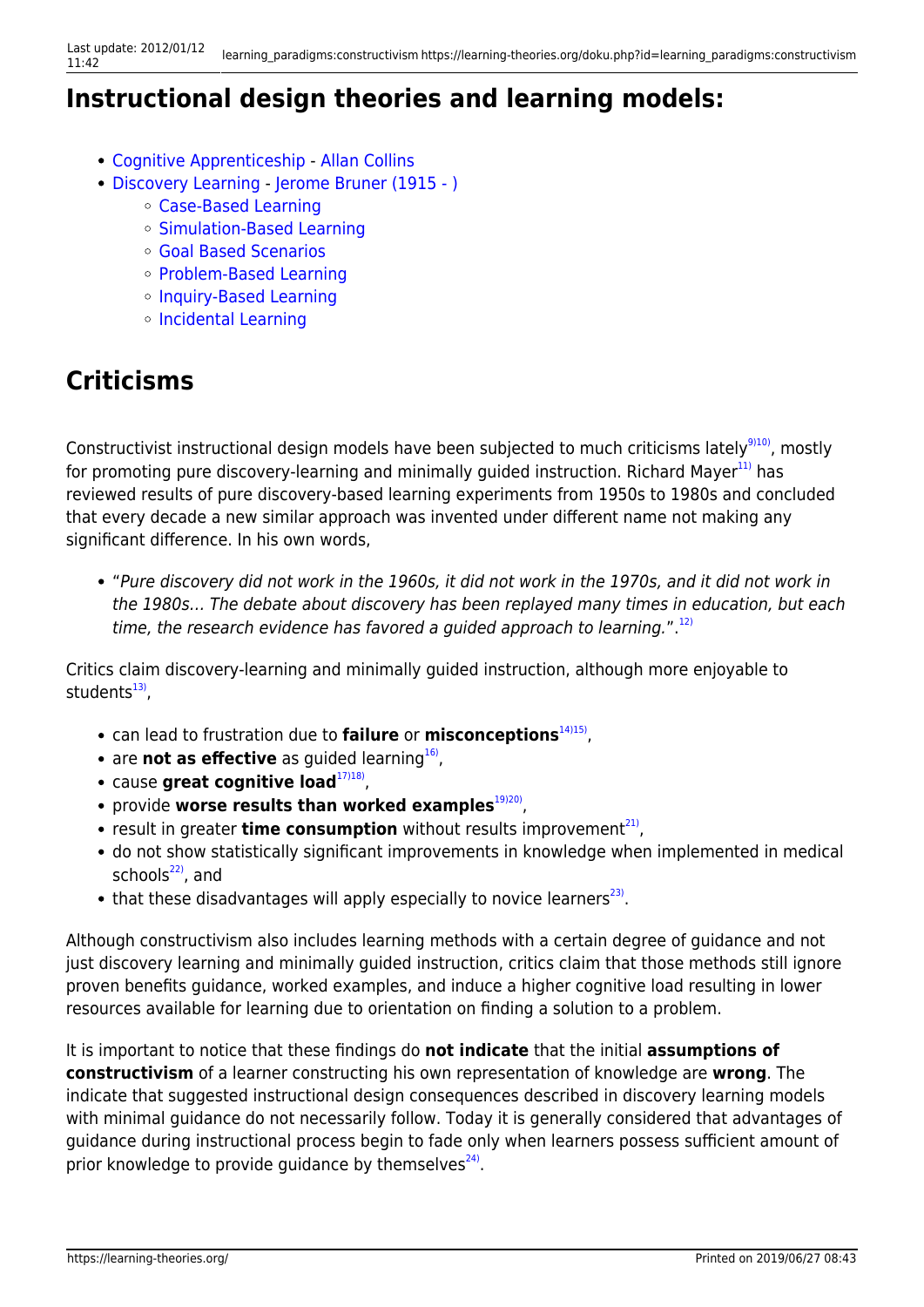## Instructional design theories and learning models:

- Cognitive Apprenticeship - Allan Collins
- Discovery Learning - Jerome Bruner (1915 - )
    - Case-Based Learning
    - Simulation-Based Learning
    - Goal Based Scenarios
    - Problem-Based Learning
    - Inquiry-Based Learning
    - Incidental Learning

## Criticisms

Constructivist instructional design models have been subjected to much criticisms lately[9][10], mostly for promoting pure discovery-learning and minimally guided instruction. Richard Mayer[11] has reviewed results of pure discovery-based learning experiments from 1950s to 1980s and concluded that every decade a new similar approach was invented under different name not making any significant difference. In his own words,

- "*Pure discovery did not work in the 1960s, it did not work in the 1970s, and it did not work in the 1980s… The debate about discovery has been replayed many times in education, but each time, the research evidence has favored a guided approach to learning.*".[12]

Critics claim discovery-learning and minimally guided instruction, although more enjoyable to students[13],

- can lead to frustration due to **failure** or **misconceptions**[14][15],
- are **not as effective** as guided learning[16],
- cause **great cognitive load**[17][18],
- provide **worse results than worked examples**[19][20],
- result in greater **time consumption** without results improvement[21],
- do not show statistically significant improvements in knowledge when implemented in medical schools[22], and
- that these disadvantages will apply especially to novice learners[23].

Although constructivism also includes learning methods with a certain degree of guidance and not just discovery learning and minimally guided instruction, critics claim that those methods still ignore proven benefits guidance, worked examples, and induce a higher cognitive load resulting in lower resources available for learning due to orientation on finding a solution to a problem.

It is important to notice that these findings do **not indicate** that the initial **assumptions of constructivism** of a learner constructing his own representation of knowledge are **wrong**. The indicate that suggested instructional design consequences described in discovery learning models with minimal guidance do not necessarily follow. Today it is generally considered that advantages of guidance during instructional process begin to fade only when learners possess sufficient amount of prior knowledge to provide guidance by themselves[24].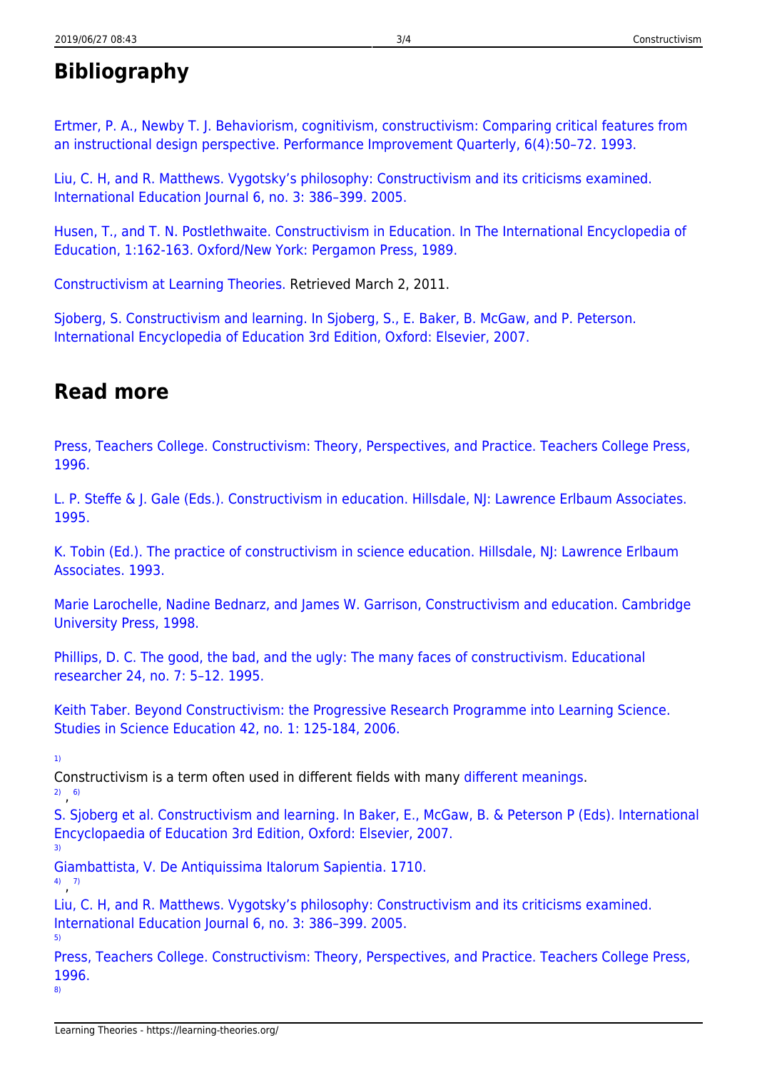## Bibliography

Ertmer, P. A., Newby T. J. Behaviorism, cognitivism, constructivism: Comparing critical features from an instructional design perspective. Performance Improvement Quarterly, 6(4):50–72. 1993.

Liu, C. H, and R. Matthews. Vygotsky's philosophy: Constructivism and its criticisms examined. International Education Journal 6, no. 3: 386–399. 2005.

Husen, T., and T. N. Postlethwaite. Constructivism in Education. In The International Encyclopedia of Education, 1:162-163. Oxford/New York: Pergamon Press, 1989.

Constructivism at Learning Theories. Retrieved March 2, 2011.

Sjoberg, S. Constructivism and learning. In Sjoberg, S., E. Baker, B. McGaw, and P. Peterson. International Encyclopedia of Education 3rd Edition, Oxford: Elsevier, 2007.

## Read more

Press, Teachers College. Constructivism: Theory, Perspectives, and Practice. Teachers College Press, 1996.

L. P. Steffe & J. Gale (Eds.). Constructivism in education. Hillsdale, NJ: Lawrence Erlbaum Associates. 1995.

K. Tobin (Ed.). The practice of constructivism in science education. Hillsdale, NJ: Lawrence Erlbaum Associates. 1993.

Marie Larochelle, Nadine Bednarz, and James W. Garrison, Constructivism and education. Cambridge University Press, 1998.

Phillips, D. C. The good, the bad, and the ugly: The many faces of constructivism. Educational researcher 24, no. 7: 5–12. 1995.

Keith Taber. Beyond Constructivism: the Progressive Research Programme into Learning Science. Studies in Science Education 42, no. 1: 125-184, 2006.

[1] Constructivism is a term often used in different fields with many different meanings.

[2], [6] S. Sjoberg et al. Constructivism and learning. In Baker, E., McGaw, B. & Peterson P (Eds). International Encyclopaedia of Education 3rd Edition, Oxford: Elsevier, 2007.

[3] Giambattista, V. De Antiquissima Italorum Sapientia. 1710.

[4], [7] Liu, C. H, and R. Matthews. Vygotsky's philosophy: Constructivism and its criticisms examined. International Education Journal 6, no. 3: 386–399. 2005.

[5] Press, Teachers College. Constructivism: Theory, Perspectives, and Practice. Teachers College Press, 1996.

[8]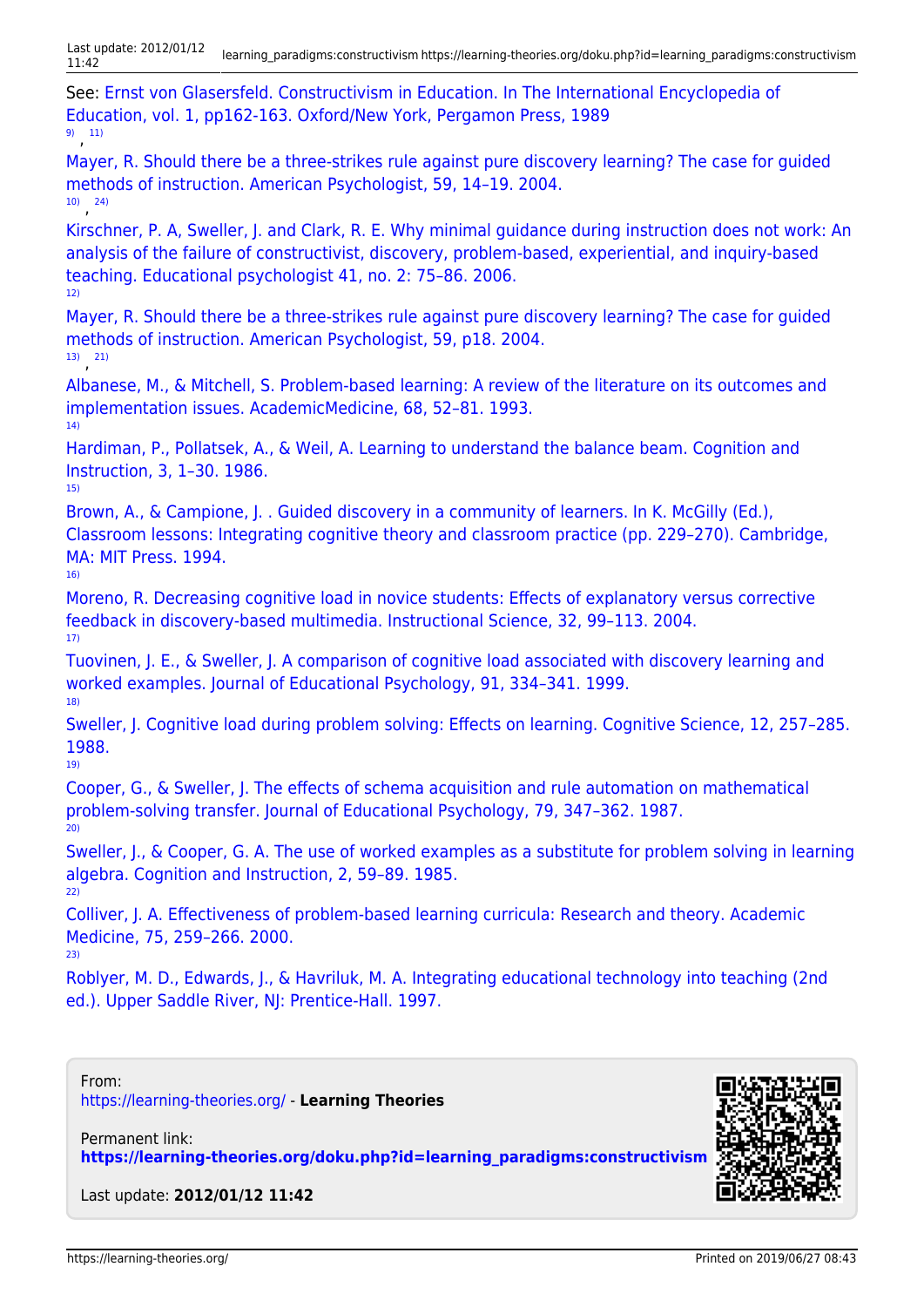See: Ernst von Glasersfeld. Constructivism in Education. In The International Encyclopedia of Education, vol. 1, pp162-163. Oxford/New York, Pergamon Press, 1989

[9], [11]

Mayer, R. Should there be a three-strikes rule against pure discovery learning? The case for guided methods of instruction. American Psychologist, 59, 14–19. 2004.

[10], [24]

Kirschner, P. A, Sweller, J. and Clark, R. E. Why minimal guidance during instruction does not work: An analysis of the failure of constructivist, discovery, problem-based, experiential, and inquiry-based teaching. Educational psychologist 41, no. 2: 75–86. 2006.

[12]

Mayer, R. Should there be a three-strikes rule against pure discovery learning? The case for guided methods of instruction. American Psychologist, 59, p18. 2004.

[13], [21]

Albanese, M., & Mitchell, S. Problem-based learning: A review of the literature on its outcomes and implementation issues. AcademicMedicine, 68, 52–81. 1993.

[14]

Hardiman, P., Pollatsek, A., & Weil, A. Learning to understand the balance beam. Cognition and Instruction, 3, 1–30. 1986.

[15]

Brown, A., & Campione, J. . Guided discovery in a community of learners. In K. McGilly (Ed.), Classroom lessons: Integrating cognitive theory and classroom practice (pp. 229–270). Cambridge, MA: MIT Press. 1994.

[16]

Moreno, R. Decreasing cognitive load in novice students: Effects of explanatory versus corrective feedback in discovery-based multimedia. Instructional Science, 32, 99–113. 2004.

[17]

Tuovinen, J. E., & Sweller, J. A comparison of cognitive load associated with discovery learning and worked examples. Journal of Educational Psychology, 91, 334–341. 1999.

[18]

Sweller, J. Cognitive load during problem solving: Effects on learning. Cognitive Science, 12, 257–285. 1988.

[19]

Cooper, G., & Sweller, J. The effects of schema acquisition and rule automation on mathematical problem-solving transfer. Journal of Educational Psychology, 79, 347–362. 1987.

[20]

Sweller, J., & Cooper, G. A. The use of worked examples as a substitute for problem solving in learning algebra. Cognition and Instruction, 2, 59–89. 1985.

[22]

Colliver, J. A. Effectiveness of problem-based learning curricula: Research and theory. Academic Medicine, 75, 259–266. 2000.

[23]

Roblyer, M. D., Edwards, J., & Havriluk, M. A. Integrating educational technology into teaching (2nd ed.). Upper Saddle River, NJ: Prentice-Hall. 1997.

From:
https://learning-theories.org/ - **Learning Theories**

Permanent link:
**https://learning-theories.org/doku.php?id=learning_paradigms:constructivism**

Last update: **2012/01/12 11:42**